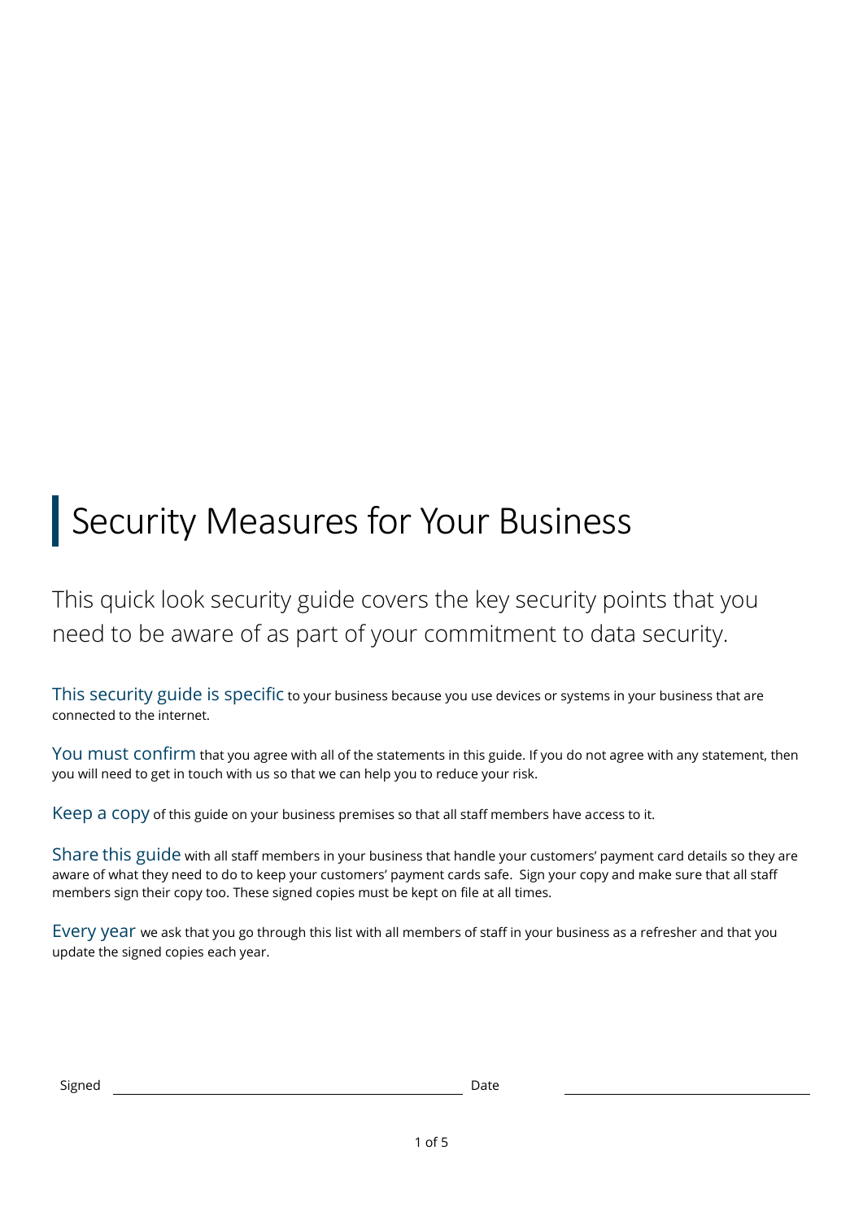# Security Measures for Your Business

This quick look security guide covers the key security points that you need to be aware of as part of your commitment to data security.

**This security guide is specific** to your business because you use devices or systems in your business that are connected to the internet.

**You must confirm** that you agree with all of the statements in this guide. If you do not agree with any statement, then you will need to get in touch with us so that we can help you to reduce your risk.

**Keep a copy** of this guide on your business premises so that all staff members have access to it.

**Share this guide** with all staff members in your business that handle your customers' payment card details so they are aware of what they need to do to keep your customers' payment cards safe. Sign your copy and make sure that all staff members sign their copy too. These signed copies must be kept on file at all times.

**Every year** we ask that you go through this list with all members of staff in your business as a refresher and that you update the signed copies each year.

Signed ______________________________ Date ______________________________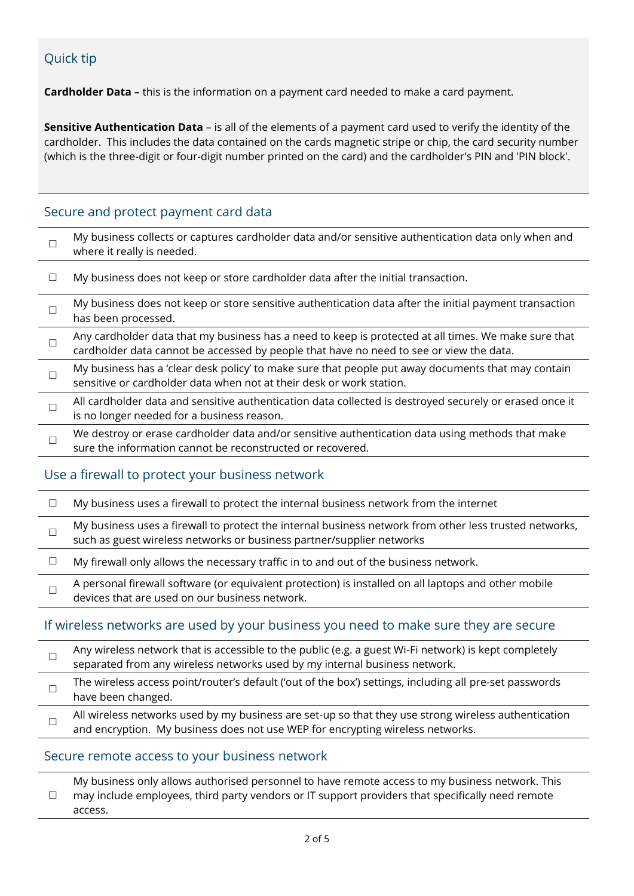### Quick tip

**Cardholder Data –** this is the information on a payment card needed to make a card payment.

**Sensitive Authentication Data** – is all of the elements of a payment card used to verify the identity of the cardholder. This includes the data contained on the cards magnetic stripe or chip, the card security number (which is the three-digit or four-digit number printed on the card) and the cardholder's PIN and 'PIN block'.

## Secure and protect payment card data

- ☐ My business collects or captures cardholder data and/or sensitive authentication data only when and where it really is needed.
- ☐ My business does not keep or store cardholder data after the initial transaction.
- ☐ My business does not keep or store sensitive authentication data after the initial payment transaction has been processed.
- ☐ Any cardholder data that my business has a need to keep is protected at all times. We make sure that cardholder data cannot be accessed by people that have no need to see or view the data.
- ☐ My business has a 'clear desk policy' to make sure that people put away documents that may contain sensitive or cardholder data when not at their desk or work station.
- ☐ All cardholder data and sensitive authentication data collected is destroyed securely or erased once it is no longer needed for a business reason.
- ☐ We destroy or erase cardholder data and/or sensitive authentication data using methods that make sure the information cannot be reconstructed or recovered.

## Use a firewall to protect your business network

- ☐ My business uses a firewall to protect the internal business network from the internet
- ☐ My business uses a firewall to protect the internal business network from other less trusted networks, such as guest wireless networks or business partner/supplier networks
- ☐ My firewall only allows the necessary traffic in to and out of the business network.
- ☐ A personal firewall software (or equivalent protection) is installed on all laptops and other mobile devices that are used on our business network.

## If wireless networks are used by your business you need to make sure they are secure

- ☐ Any wireless network that is accessible to the public (e.g. a guest Wi-Fi network) is kept completely separated from any wireless networks used by my internal business network.
- ☐ The wireless access point/router's default ('out of the box') settings, including all pre-set passwords have been changed.
- ☐ All wireless networks used by my business are set-up so that they use strong wireless authentication and encryption. My business does not use WEP for encrypting wireless networks.

## Secure remote access to your business network

- ☐ My business only allows authorised personnel to have remote access to my business network. This may include employees, third party vendors or IT support providers that specifically need remote access.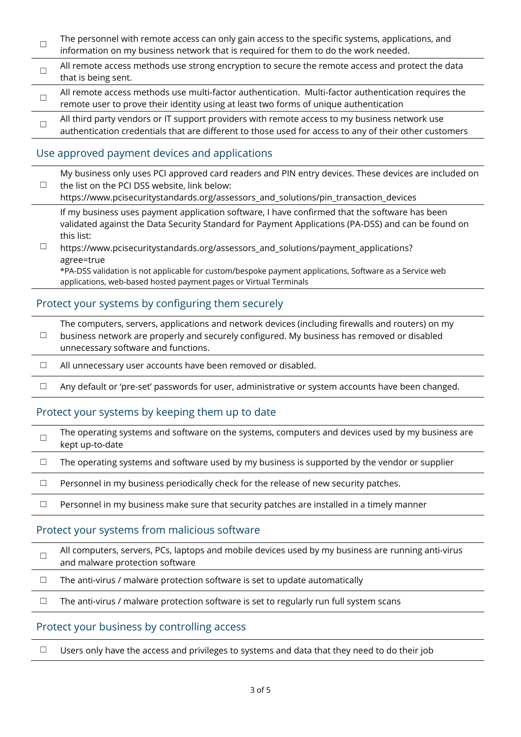- ☐ The personnel with remote access can only gain access to the specific systems, applications, and information on my business network that is required for them to do the work needed.
- ☐ All remote access methods use strong encryption to secure the remote access and protect the data that is being sent.
- ☐ All remote access methods use multi-factor authentication. Multi-factor authentication requires the remote user to prove their identity using at least two forms of unique authentication
- ☐ All third party vendors or IT support providers with remote access to my business network use authentication credentials that are different to those used for access to any of their other customers

## Use approved payment devices and applications

- ☐ My business only uses PCI approved card readers and PIN entry devices. These devices are included on the list on the PCI DSS website, link below:
  https://www.pcisecuritystandards.org/assessors_and_solutions/pin_transaction_devices
- ☐ If my business uses payment application software, I have confirmed that the software has been validated against the Data Security Standard for Payment Applications (PA-DSS) and can be found on this list:
  https://www.pcisecuritystandards.org/assessors_and_solutions/payment_applications?agree=true
  *PA-DSS validation is not applicable for custom/bespoke payment applications, Software as a Service web applications, web-based hosted payment pages or Virtual Terminals

## Protect your systems by configuring them securely

- ☐ The computers, servers, applications and network devices (including firewalls and routers) on my business network are properly and securely configured. My business has removed or disabled unnecessary software and functions.
- ☐ All unnecessary user accounts have been removed or disabled.
- ☐ Any default or 'pre-set' passwords for user, administrative or system accounts have been changed.

## Protect your systems by keeping them up to date

- ☐ The operating systems and software on the systems, computers and devices used by my business are kept up-to-date
- ☐ The operating systems and software used by my business is supported by the vendor or supplier
- ☐ Personnel in my business periodically check for the release of new security patches.
- ☐ Personnel in my business make sure that security patches are installed in a timely manner

## Protect your systems from malicious software

- ☐ All computers, servers, PCs, laptops and mobile devices used by my business are running anti-virus and malware protection software
- ☐ The anti-virus / malware protection software is set to update automatically
- ☐ The anti-virus / malware protection software is set to regularly run full system scans

## Protect your business by controlling access

- ☐ Users only have the access and privileges to systems and data that they need to do their job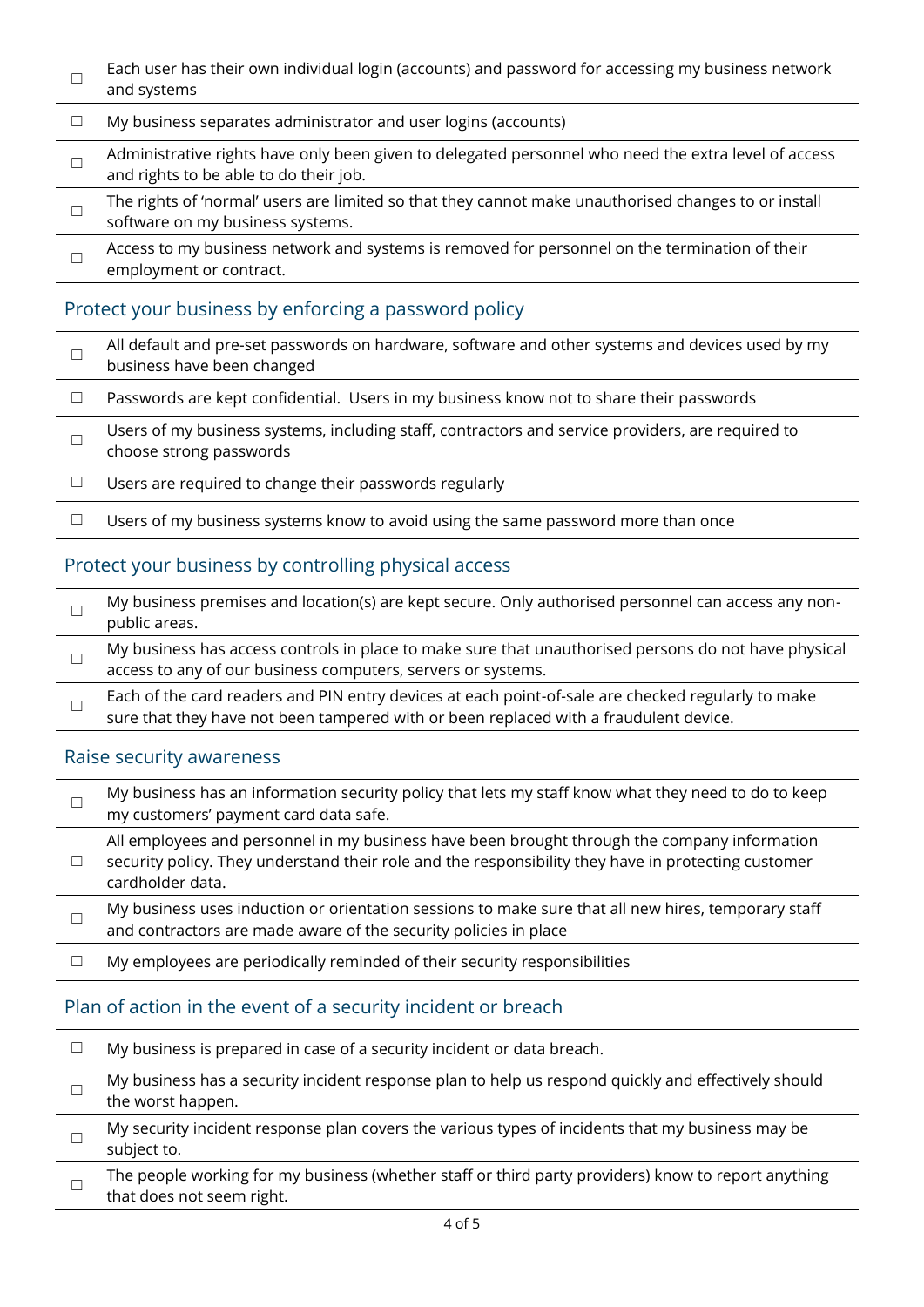- ☐ Each user has their own individual login (accounts) and password for accessing my business network and systems
- ☐ My business separates administrator and user logins (accounts)
- ☐ Administrative rights have only been given to delegated personnel who need the extra level of access and rights to be able to do their job.
- ☐ The rights of 'normal' users are limited so that they cannot make unauthorised changes to or install software on my business systems.
- ☐ Access to my business network and systems is removed for personnel on the termination of their employment or contract.

## Protect your business by enforcing a password policy

- ☐ All default and pre-set passwords on hardware, software and other systems and devices used by my business have been changed
- ☐ Passwords are kept confidential. Users in my business know not to share their passwords
- ☐ Users of my business systems, including staff, contractors and service providers, are required to choose strong passwords
- ☐ Users are required to change their passwords regularly
- ☐ Users of my business systems know to avoid using the same password more than once

## Protect your business by controlling physical access

- ☐ My business premises and location(s) are kept secure. Only authorised personnel can access any non-public areas.
- ☐ My business has access controls in place to make sure that unauthorised persons do not have physical access to any of our business computers, servers or systems.
- ☐ Each of the card readers and PIN entry devices at each point-of-sale are checked regularly to make sure that they have not been tampered with or been replaced with a fraudulent device.

## Raise security awareness

- ☐ My business has an information security policy that lets my staff know what they need to do to keep my customers' payment card data safe.
- ☐ All employees and personnel in my business have been brought through the company information security policy. They understand their role and the responsibility they have in protecting customer cardholder data.
- ☐ My business uses induction or orientation sessions to make sure that all new hires, temporary staff and contractors are made aware of the security policies in place
- ☐ My employees are periodically reminded of their security responsibilities

## Plan of action in the event of a security incident or breach

- ☐ My business is prepared in case of a security incident or data breach.
- ☐ My business has a security incident response plan to help us respond quickly and effectively should the worst happen.
- ☐ My security incident response plan covers the various types of incidents that my business may be subject to.
- ☐ The people working for my business (whether staff or third party providers) know to report anything that does not seem right.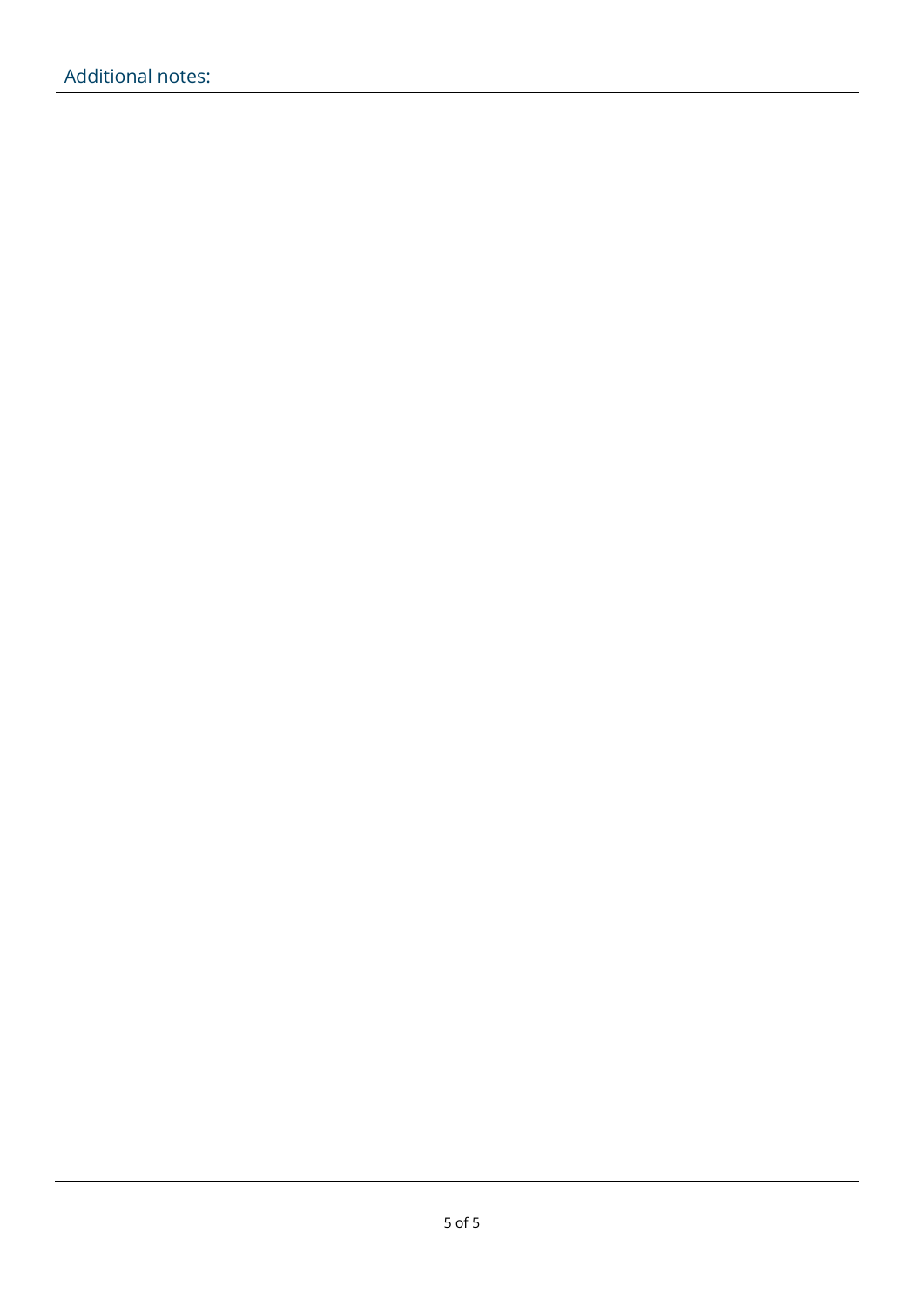## Additional notes: